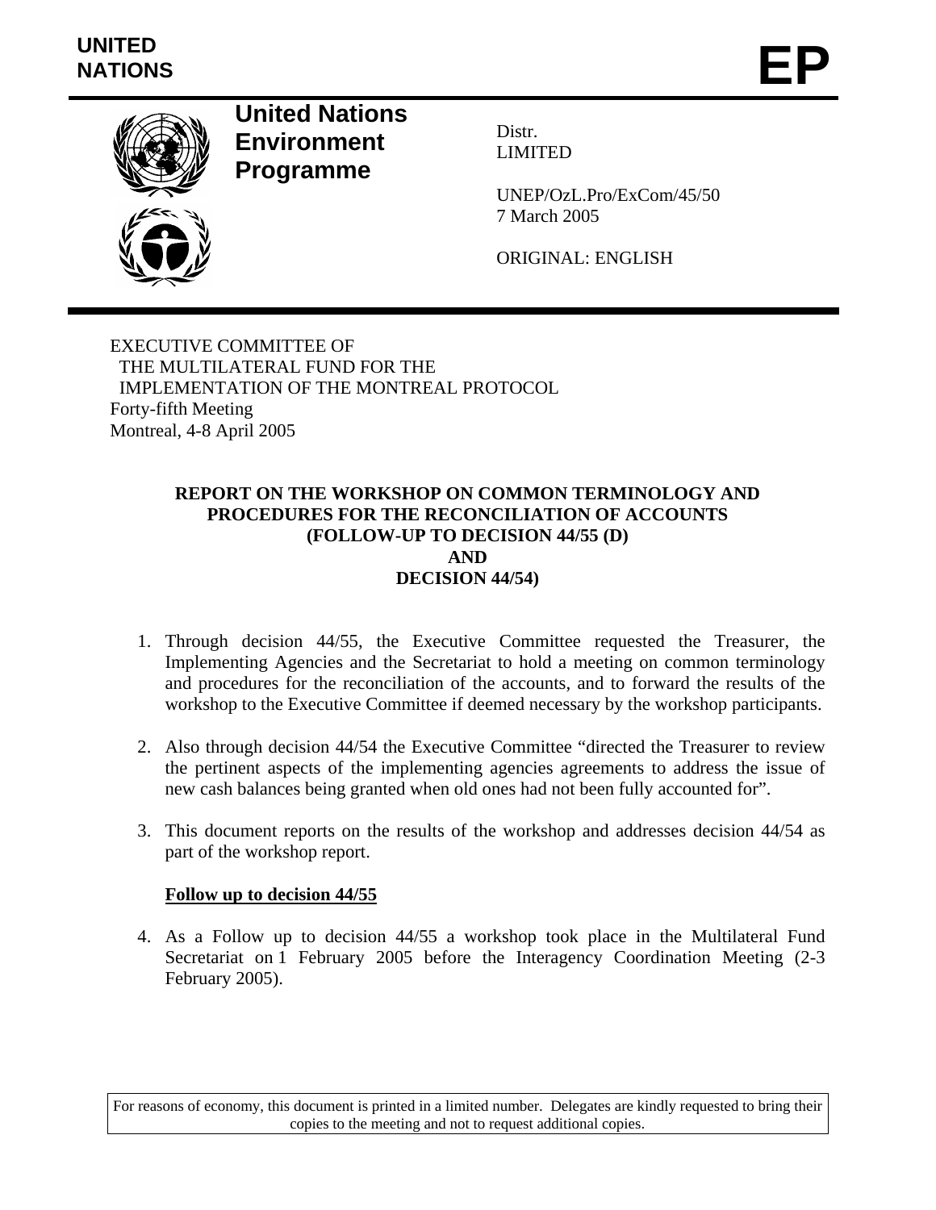UNITED NATIONS

# EP

**United Nations Environment Programme**

Distr.
LIMITED

UNEP/OzL.Pro/ExCom/45/50
7 March 2005

ORIGINAL: ENGLISH

EXECUTIVE COMMITTEE OF
THE MULTILATERAL FUND FOR THE
IMPLEMENTATION OF THE MONTREAL PROTOCOL
Forty-fifth Meeting
Montreal, 4-8 April 2005

## REPORT ON THE WORKSHOP ON COMMON TERMINOLOGY AND PROCEDURES FOR THE RECONCILIATION OF ACCOUNTS (FOLLOW-UP TO DECISION 44/55 (D) AND DECISION 44/54)

1. Through decision 44/55, the Executive Committee requested the Treasurer, the Implementing Agencies and the Secretariat to hold a meeting on common terminology and procedures for the reconciliation of the accounts, and to forward the results of the workshop to the Executive Committee if deemed necessary by the workshop participants.

2. Also through decision 44/54 the Executive Committee "directed the Treasurer to review the pertinent aspects of the implementing agencies agreements to address the issue of new cash balances being granted when old ones had not been fully accounted for".

3. This document reports on the results of the workshop and addresses decision 44/54 as part of the workshop report.

**<u>Follow up to decision 44/55</u>**

4. As a Follow up to decision 44/55 a workshop took place in the Multilateral Fund Secretariat on 1 February 2005 before the Interagency Coordination Meeting (2-3 February 2005).

For reasons of economy, this document is printed in a limited number. Delegates are kindly requested to bring their copies to the meeting and not to request additional copies.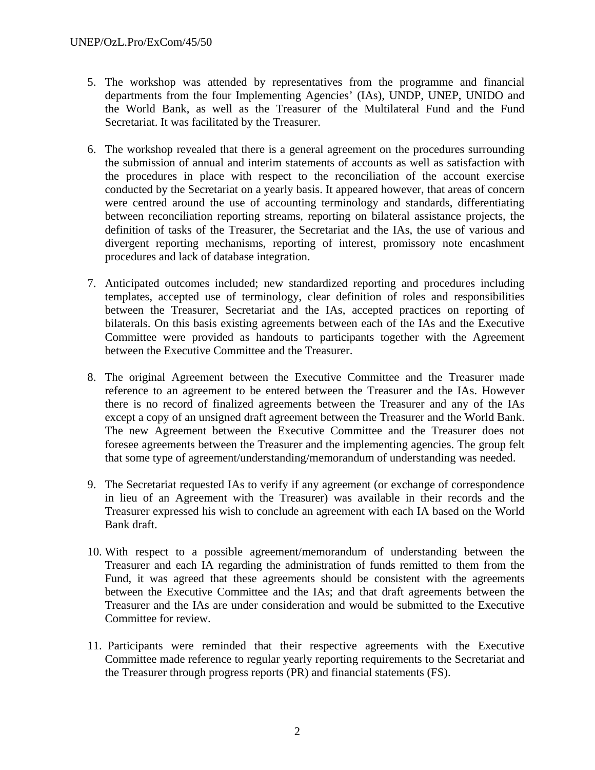5. The workshop was attended by representatives from the programme and financial departments from the four Implementing Agencies' (IAs), UNDP, UNEP, UNIDO and the World Bank, as well as the Treasurer of the Multilateral Fund and the Fund Secretariat. It was facilitated by the Treasurer.

6. The workshop revealed that there is a general agreement on the procedures surrounding the submission of annual and interim statements of accounts as well as satisfaction with the procedures in place with respect to the reconciliation of the account exercise conducted by the Secretariat on a yearly basis. It appeared however, that areas of concern were centred around the use of accounting terminology and standards, differentiating between reconciliation reporting streams, reporting on bilateral assistance projects, the definition of tasks of the Treasurer, the Secretariat and the IAs, the use of various and divergent reporting mechanisms, reporting of interest, promissory note encashment procedures and lack of database integration.

7. Anticipated outcomes included; new standardized reporting and procedures including templates, accepted use of terminology, clear definition of roles and responsibilities between the Treasurer, Secretariat and the IAs, accepted practices on reporting of bilaterals. On this basis existing agreements between each of the IAs and the Executive Committee were provided as handouts to participants together with the Agreement between the Executive Committee and the Treasurer.

8. The original Agreement between the Executive Committee and the Treasurer made reference to an agreement to be entered between the Treasurer and the IAs. However there is no record of finalized agreements between the Treasurer and any of the IAs except a copy of an unsigned draft agreement between the Treasurer and the World Bank. The new Agreement between the Executive Committee and the Treasurer does not foresee agreements between the Treasurer and the implementing agencies. The group felt that some type of agreement/understanding/memorandum of understanding was needed.

9. The Secretariat requested IAs to verify if any agreement (or exchange of correspondence in lieu of an Agreement with the Treasurer) was available in their records and the Treasurer expressed his wish to conclude an agreement with each IA based on the World Bank draft.

10. With respect to a possible agreement/memorandum of understanding between the Treasurer and each IA regarding the administration of funds remitted to them from the Fund, it was agreed that these agreements should be consistent with the agreements between the Executive Committee and the IAs; and that draft agreements between the Treasurer and the IAs are under consideration and would be submitted to the Executive Committee for review.

11. Participants were reminded that their respective agreements with the Executive Committee made reference to regular yearly reporting requirements to the Secretariat and the Treasurer through progress reports (PR) and financial statements (FS).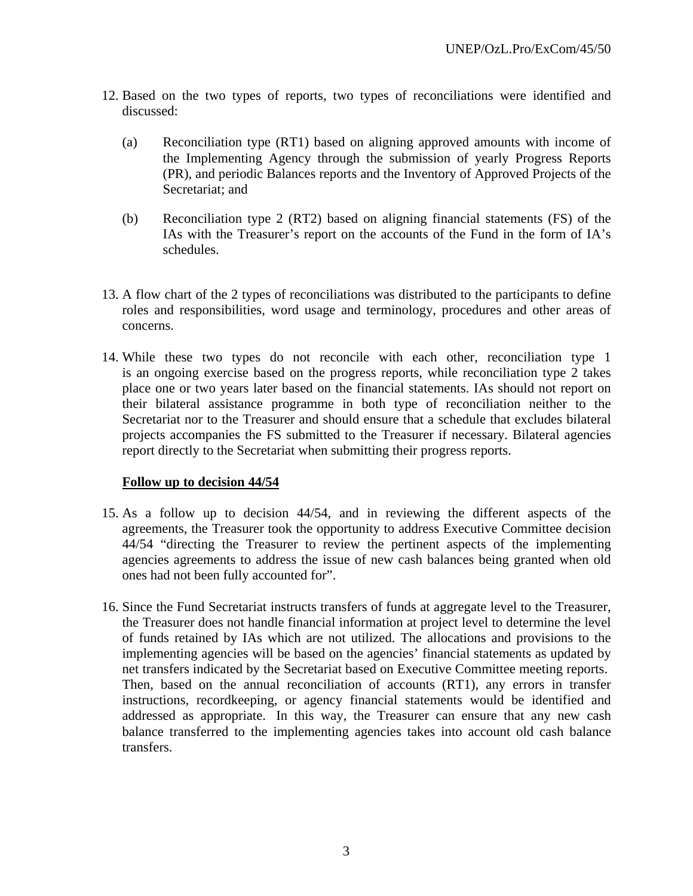12. Based on the two types of reports, two types of reconciliations were identified and discussed:

    (a) Reconciliation type (RT1) based on aligning approved amounts with income of the Implementing Agency through the submission of yearly Progress Reports (PR), and periodic Balances reports and the Inventory of Approved Projects of the Secretariat; and

    (b) Reconciliation type 2 (RT2) based on aligning financial statements (FS) of the IAs with the Treasurer's report on the accounts of the Fund in the form of IA's schedules.

13. A flow chart of the 2 types of reconciliations was distributed to the participants to define roles and responsibilities, word usage and terminology, procedures and other areas of concerns.

14. While these two types do not reconcile with each other, reconciliation type 1 is an ongoing exercise based on the progress reports, while reconciliation type 2 takes place one or two years later based on the financial statements. IAs should not report on their bilateral assistance programme in both type of reconciliation neither to the Secretariat nor to the Treasurer and should ensure that a schedule that excludes bilateral projects accompanies the FS submitted to the Treasurer if necessary. Bilateral agencies report directly to the Secretariat when submitting their progress reports.

**Follow up to decision 44/54**

15. As a follow up to decision 44/54, and in reviewing the different aspects of the agreements, the Treasurer took the opportunity to address Executive Committee decision 44/54 "directing the Treasurer to review the pertinent aspects of the implementing agencies agreements to address the issue of new cash balances being granted when old ones had not been fully accounted for".

16. Since the Fund Secretariat instructs transfers of funds at aggregate level to the Treasurer, the Treasurer does not handle financial information at project level to determine the level of funds retained by IAs which are not utilized. The allocations and provisions to the implementing agencies will be based on the agencies' financial statements as updated by net transfers indicated by the Secretariat based on Executive Committee meeting reports. Then, based on the annual reconciliation of accounts (RT1), any errors in transfer instructions, recordkeeping, or agency financial statements would be identified and addressed as appropriate. In this way, the Treasurer can ensure that any new cash balance transferred to the implementing agencies takes into account old cash balance transfers.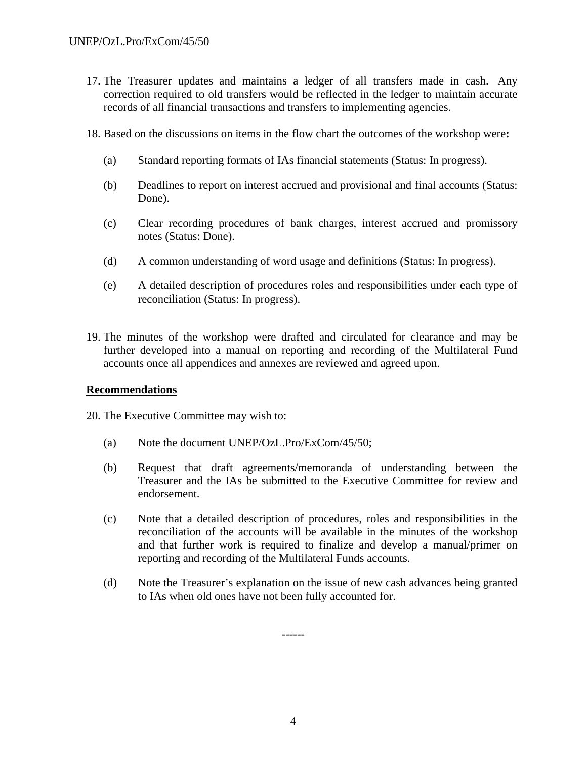17. The Treasurer updates and maintains a ledger of all transfers made in cash. Any correction required to old transfers would be reflected in the ledger to maintain accurate records of all financial transactions and transfers to implementing agencies.

18. Based on the discussions on items in the flow chart the outcomes of the workshop were**:**

    (a) Standard reporting formats of IAs financial statements (Status: In progress).

    (b) Deadlines to report on interest accrued and provisional and final accounts (Status: Done).

    (c) Clear recording procedures of bank charges, interest accrued and promissory notes (Status: Done).

    (d) A common understanding of word usage and definitions (Status: In progress).

    (e) A detailed description of procedures roles and responsibilities under each type of reconciliation (Status: In progress).

19. The minutes of the workshop were drafted and circulated for clearance and may be further developed into a manual on reporting and recording of the Multilateral Fund accounts once all appendices and annexes are reviewed and agreed upon.

**Recommendations**

20. The Executive Committee may wish to:

    (a) Note the document UNEP/OzL.Pro/ExCom/45/50;

    (b) Request that draft agreements/memoranda of understanding between the Treasurer and the IAs be submitted to the Executive Committee for review and endorsement.

    (c) Note that a detailed description of procedures, roles and responsibilities in the reconciliation of the accounts will be available in the minutes of the workshop and that further work is required to finalize and develop a manual/primer on reporting and recording of the Multilateral Funds accounts.

    (d) Note the Treasurer's explanation on the issue of new cash advances being granted to IAs when old ones have not been fully accounted for.

------